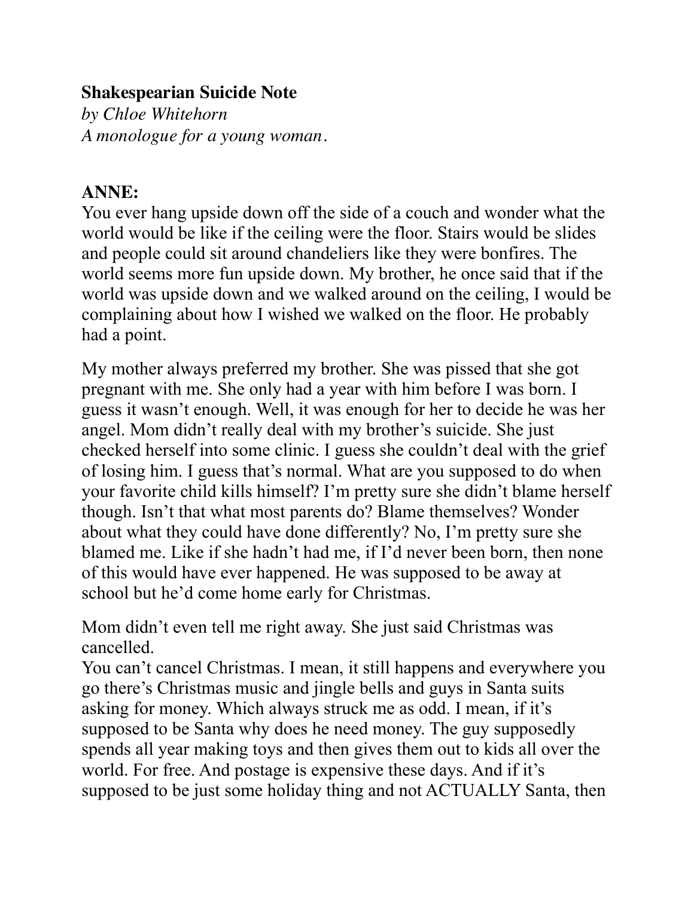**Shakespearian Suicide Note**
*by Chloe Whitehorn*
*A monologue for a young woman.*

**ANNE:**
You ever hang upside down off the side of a couch and wonder what the world would be like if the ceiling were the floor. Stairs would be slides and people could sit around chandeliers like they were bonfires. The world seems more fun upside down. My brother, he once said that if the world was upside down and we walked around on the ceiling, I would be complaining about how I wished we walked on the floor. He probably had a point.

My mother always preferred my brother. She was pissed that she got pregnant with me. She only had a year with him before I was born. I guess it wasn't enough. Well, it was enough for her to decide he was her angel. Mom didn't really deal with my brother's suicide. She just checked herself into some clinic. I guess she couldn't deal with the grief of losing him. I guess that's normal. What are you supposed to do when your favorite child kills himself? I'm pretty sure she didn't blame herself though. Isn't that what most parents do? Blame themselves? Wonder about what they could have done differently? No, I'm pretty sure she blamed me. Like if she hadn't had me, if I'd never been born, then none of this would have ever happened. He was supposed to be away at school but he'd come home early for Christmas.

Mom didn't even tell me right away. She just said Christmas was cancelled.
You can't cancel Christmas. I mean, it still happens and everywhere you go there's Christmas music and jingle bells and guys in Santa suits asking for money. Which always struck me as odd. I mean, if it's supposed to be Santa why does he need money. The guy supposedly spends all year making toys and then gives them out to kids all over the world. For free. And postage is expensive these days. And if it's supposed to be just some holiday thing and not ACTUALLY Santa, then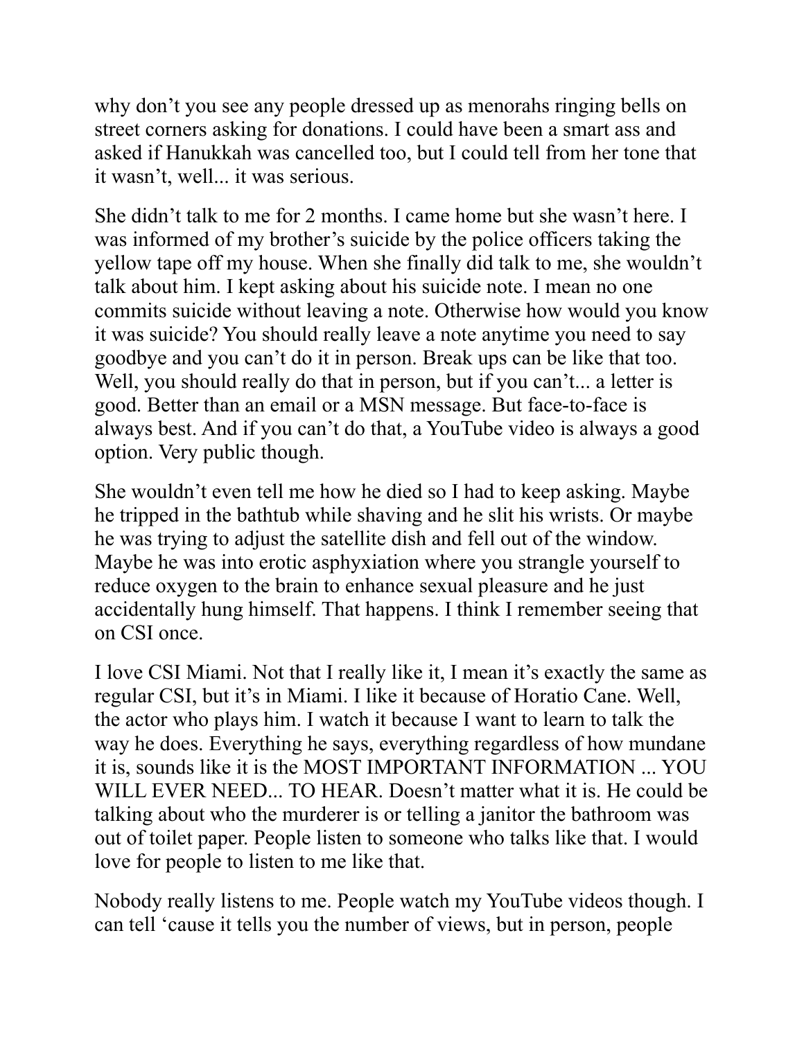why don't you see any people dressed up as menorahs ringing bells on street corners asking for donations. I could have been a smart ass and asked if Hanukkah was cancelled too, but I could tell from her tone that it wasn't, well... it was serious.

She didn't talk to me for 2 months. I came home but she wasn't here. I was informed of my brother's suicide by the police officers taking the yellow tape off my house. When she finally did talk to me, she wouldn't talk about him. I kept asking about his suicide note. I mean no one commits suicide without leaving a note. Otherwise how would you know it was suicide? You should really leave a note anytime you need to say goodbye and you can't do it in person. Break ups can be like that too. Well, you should really do that in person, but if you can't... a letter is good. Better than an email or a MSN message. But face-to-face is always best. And if you can't do that, a YouTube video is always a good option. Very public though.

She wouldn't even tell me how he died so I had to keep asking. Maybe he tripped in the bathtub while shaving and he slit his wrists. Or maybe he was trying to adjust the satellite dish and fell out of the window. Maybe he was into erotic asphyxiation where you strangle yourself to reduce oxygen to the brain to enhance sexual pleasure and he just accidentally hung himself. That happens. I think I remember seeing that on CSI once.

I love CSI Miami. Not that I really like it, I mean it's exactly the same as regular CSI, but it's in Miami. I like it because of Horatio Cane. Well, the actor who plays him. I watch it because I want to learn to talk the way he does. Everything he says, everything regardless of how mundane it is, sounds like it is the MOST IMPORTANT INFORMATION ... YOU WILL EVER NEED... TO HEAR. Doesn't matter what it is. He could be talking about who the murderer is or telling a janitor the bathroom was out of toilet paper. People listen to someone who talks like that. I would love for people to listen to me like that.

Nobody really listens to me. People watch my YouTube videos though. I can tell 'cause it tells you the number of views, but in person, people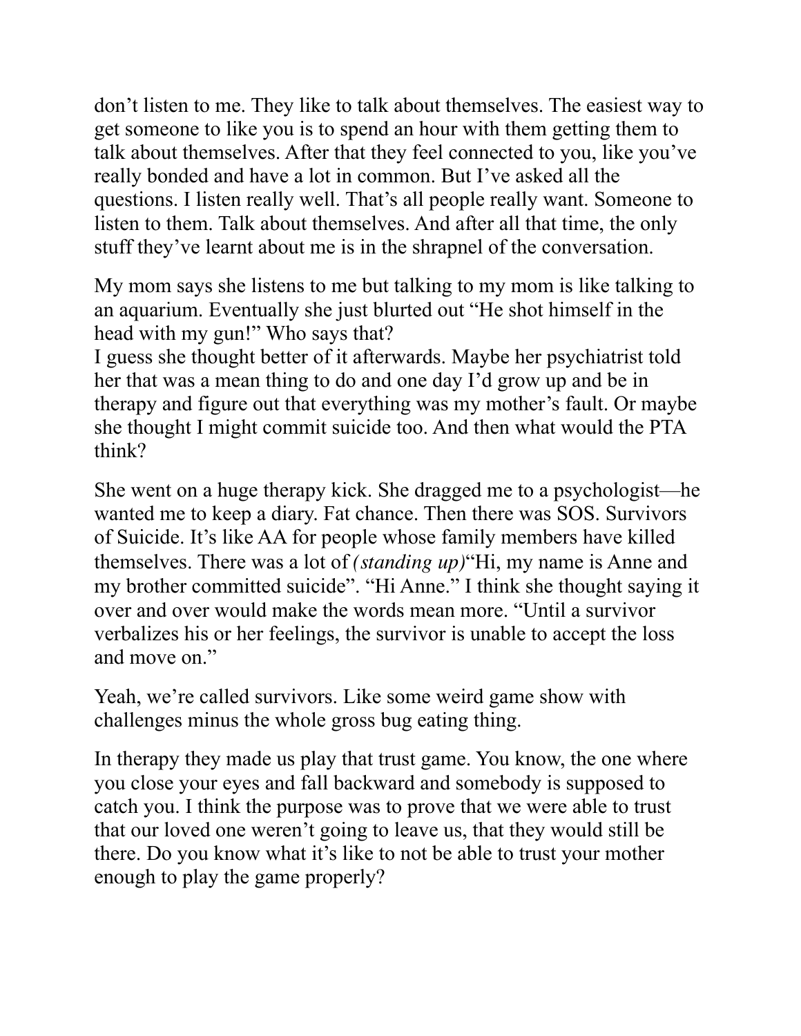don't listen to me. They like to talk about themselves. The easiest way to get someone to like you is to spend an hour with them getting them to talk about themselves. After that they feel connected to you, like you've really bonded and have a lot in common. But I've asked all the questions. I listen really well. That's all people really want. Someone to listen to them. Talk about themselves. And after all that time, the only stuff they've learnt about me is in the shrapnel of the conversation.

My mom says she listens to me but talking to my mom is like talking to an aquarium. Eventually she just blurted out "He shot himself in the head with my gun!" Who says that?
I guess she thought better of it afterwards. Maybe her psychiatrist told her that was a mean thing to do and one day I'd grow up and be in therapy and figure out that everything was my mother's fault. Or maybe she thought I might commit suicide too. And then what would the PTA think?

She went on a huge therapy kick. She dragged me to a psychologist—he wanted me to keep a diary. Fat chance. Then there was SOS. Survivors of Suicide. It's like AA for people whose family members have killed themselves. There was a lot of *(standing up)*"Hi, my name is Anne and my brother committed suicide". "Hi Anne." I think she thought saying it over and over would make the words mean more. "Until a survivor verbalizes his or her feelings, the survivor is unable to accept the loss and move on."

Yeah, we're called survivors. Like some weird game show with challenges minus the whole gross bug eating thing.

In therapy they made us play that trust game. You know, the one where you close your eyes and fall backward and somebody is supposed to catch you. I think the purpose was to prove that we were able to trust that our loved one weren't going to leave us, that they would still be there. Do you know what it's like to not be able to trust your mother enough to play the game properly?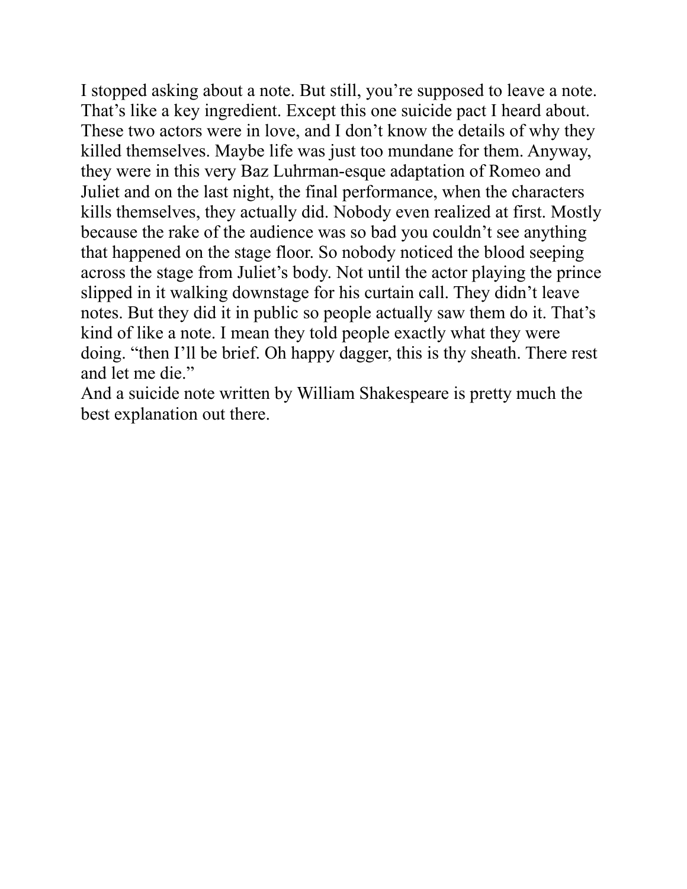I stopped asking about a note. But still, you're supposed to leave a note. That's like a key ingredient. Except this one suicide pact I heard about. These two actors were in love, and I don't know the details of why they killed themselves. Maybe life was just too mundane for them. Anyway, they were in this very Baz Luhrman-esque adaptation of Romeo and Juliet and on the last night, the final performance, when the characters kills themselves, they actually did. Nobody even realized at first. Mostly because the rake of the audience was so bad you couldn't see anything that happened on the stage floor. So nobody noticed the blood seeping across the stage from Juliet's body. Not until the actor playing the prince slipped in it walking downstage for his curtain call. They didn't leave notes. But they did it in public so people actually saw them do it. That's kind of like a note. I mean they told people exactly what they were doing. "then I'll be brief. Oh happy dagger, this is thy sheath. There rest and let me die."

And a suicide note written by William Shakespeare is pretty much the best explanation out there.